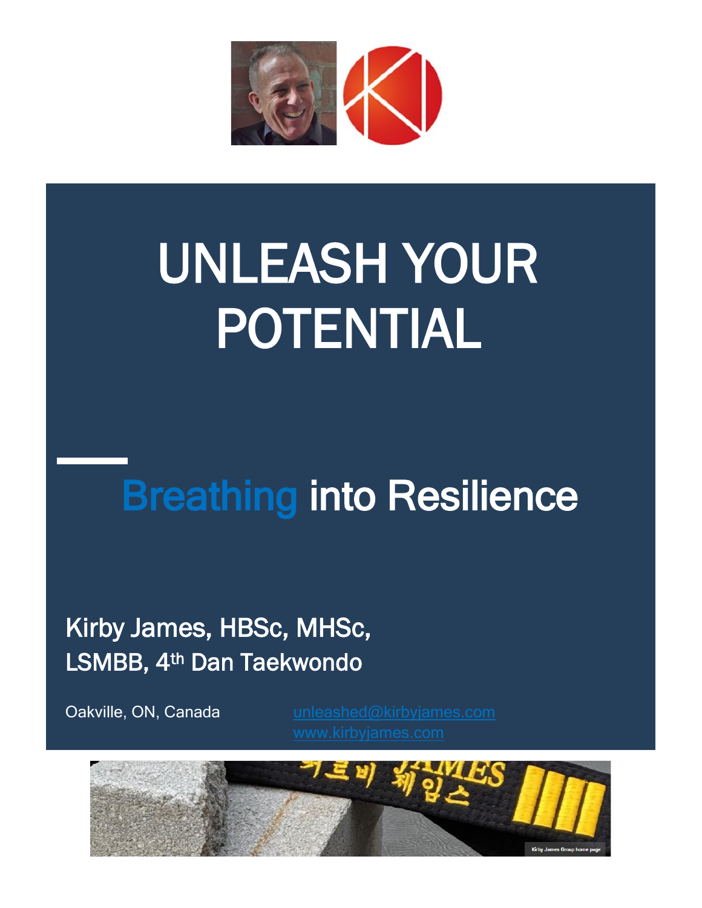# UNLEASH YOUR POTENTIAL

## Breathing into Resilience

Kirby James, HBSc, MHSc,
LSMBB, 4th Dan Taekwondo

Oakville, ON, Canada

unleashed@kirbyjames.com
www.kirbyjames.com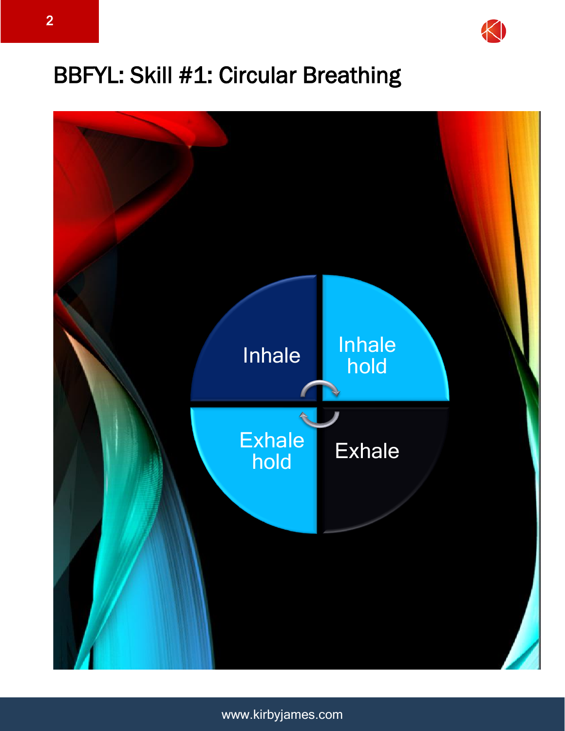# BBFYL: Skill #1: Circular Breathing

Inhale

Inhale hold

Exhale

Exhale hold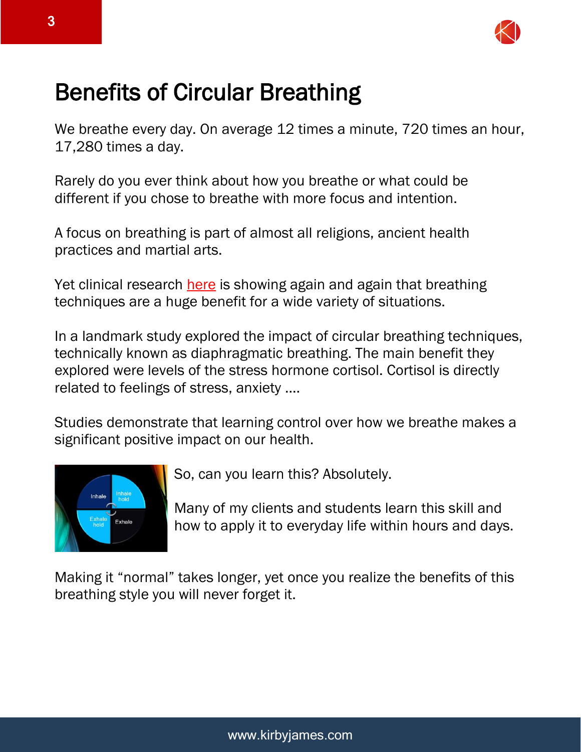# Benefits of Circular Breathing

We breathe every day. On average 12 times a minute, 720 times an hour, 17,280 times a day.

Rarely do you ever think about how you breathe or what could be different if you chose to breathe with more focus and intention.

A focus on breathing is part of almost all religions, ancient health practices and martial arts.

Yet clinical research here is showing again and again that breathing techniques are a huge benefit for a wide variety of situations.

In a landmark study explored the impact of circular breathing techniques, technically known as diaphragmatic breathing. The main benefit they explored were levels of the stress hormone cortisol. Cortisol is directly related to feelings of stress, anxiety ….

Studies demonstrate that learning control over how we breathe makes a significant positive impact on our health.

So, can you learn this? Absolutely.

Many of my clients and students learn this skill and how to apply it to everyday life within hours and days.

Making it "normal" takes longer, yet once you realize the benefits of this breathing style you will never forget it.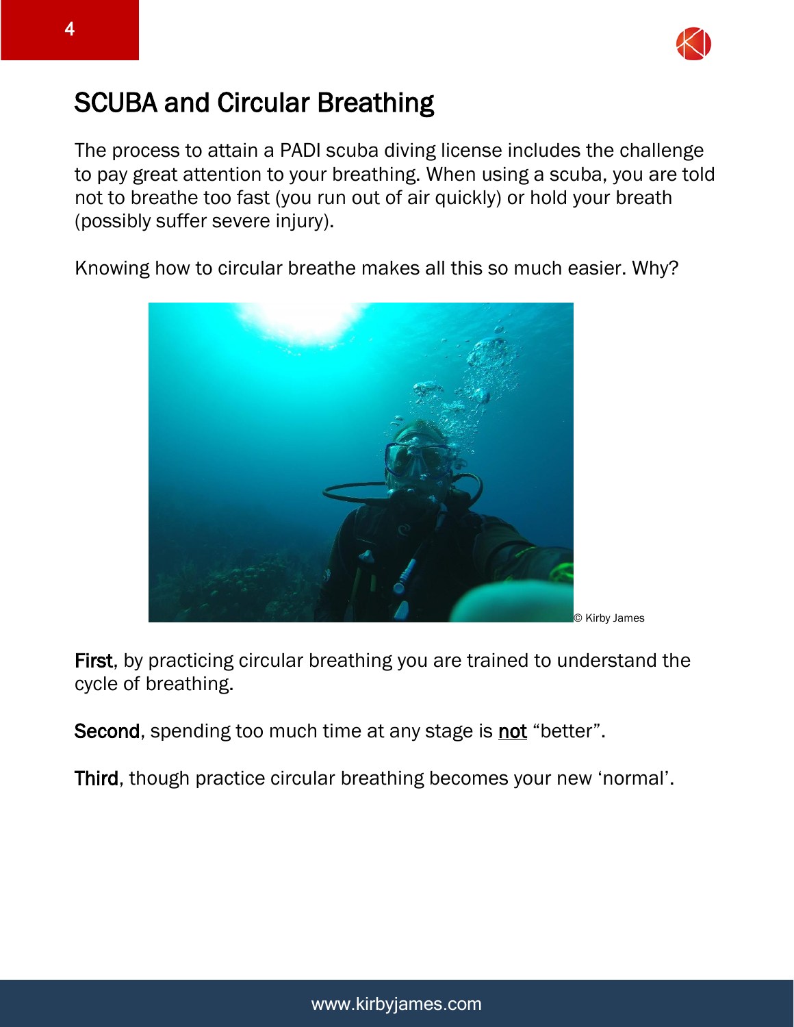# SCUBA and Circular Breathing

The process to attain a PADI scuba diving license includes the challenge to pay great attention to your breathing. When using a scuba, you are told not to breathe too fast (you run out of air quickly) or hold your breath (possibly suffer severe injury).

Knowing how to circular breathe makes all this so much easier. Why?

© Kirby James

**First**, by practicing circular breathing you are trained to understand the cycle of breathing.

**Second**, spending too much time at any stage is <u>not</u> “better”.

**Third**, though practice circular breathing becomes your new ‘normal’.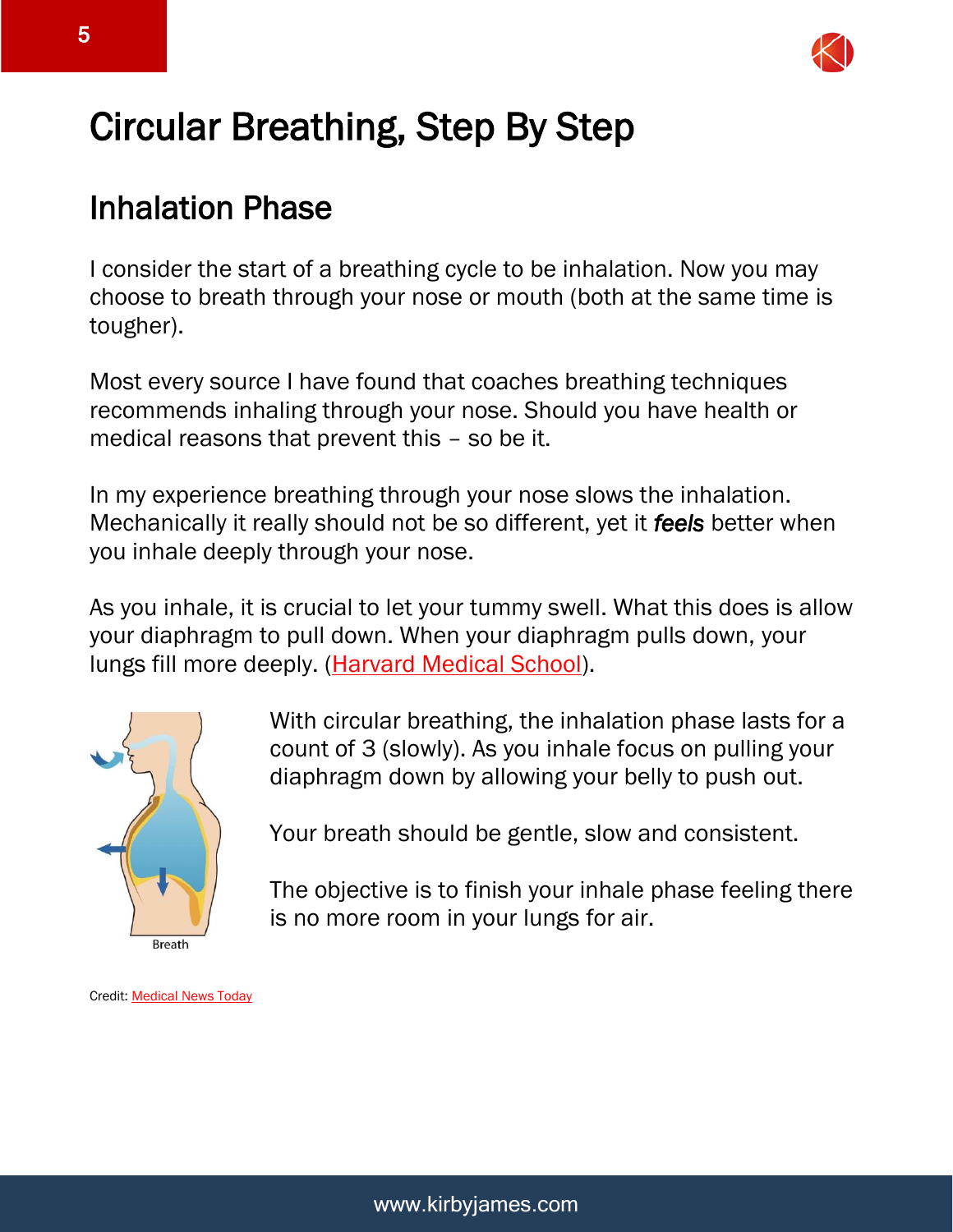# Circular Breathing, Step By Step

## Inhalation Phase

I consider the start of a breathing cycle to be inhalation. Now you may choose to breath through your nose or mouth (both at the same time is tougher).

Most every source I have found that coaches breathing techniques recommends inhaling through your nose. Should you have health or medical reasons that prevent this – so be it.

In my experience breathing through your nose slows the inhalation. Mechanically it really should not be so different, yet it ***feels*** better when you inhale deeply through your nose.

As you inhale, it is crucial to let your tummy swell. What this does is allow your diaphragm to pull down. When your diaphragm pulls down, your lungs fill more deeply. (Harvard Medical School).

Breath

With circular breathing, the inhalation phase lasts for a count of 3 (slowly). As you inhale focus on pulling your diaphragm down by allowing your belly to push out.

Your breath should be gentle, slow and consistent.

The objective is to finish your inhale phase feeling there is no more room in your lungs for air.

Credit: Medical News Today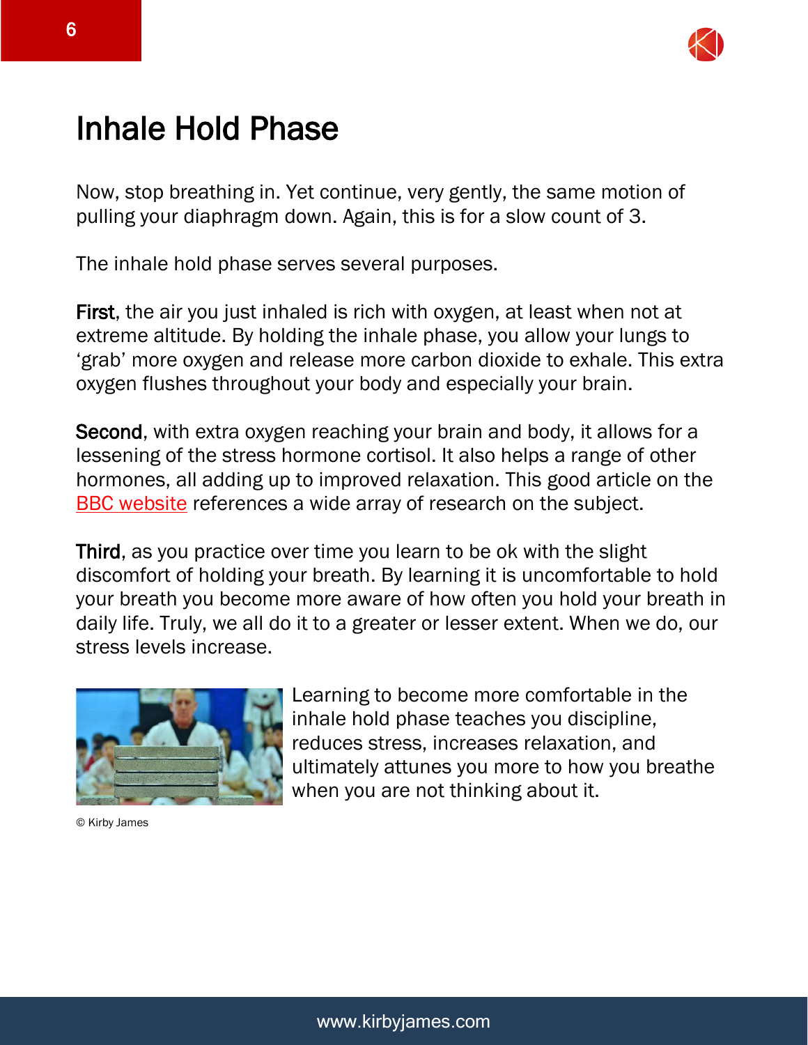# Inhale Hold Phase

Now, stop breathing in. Yet continue, very gently, the same motion of pulling your diaphragm down. Again, this is for a slow count of 3.

The inhale hold phase serves several purposes.

**First**, the air you just inhaled is rich with oxygen, at least when not at extreme altitude. By holding the inhale phase, you allow your lungs to 'grab' more oxygen and release more carbon dioxide to exhale. This extra oxygen flushes throughout your body and especially your brain.

**Second**, with extra oxygen reaching your brain and body, it allows for a lessening of the stress hormone cortisol. It also helps a range of other hormones, all adding up to improved relaxation. This good article on the BBC website references a wide array of research on the subject.

**Third**, as you practice over time you learn to be ok with the slight discomfort of holding your breath. By learning it is uncomfortable to hold your breath you become more aware of how often you hold your breath in daily life. Truly, we all do it to a greater or lesser extent. When we do, our stress levels increase.

Learning to become more comfortable in the inhale hold phase teaches you discipline, reduces stress, increases relaxation, and ultimately attunes you more to how you breathe when you are not thinking about it.

© Kirby James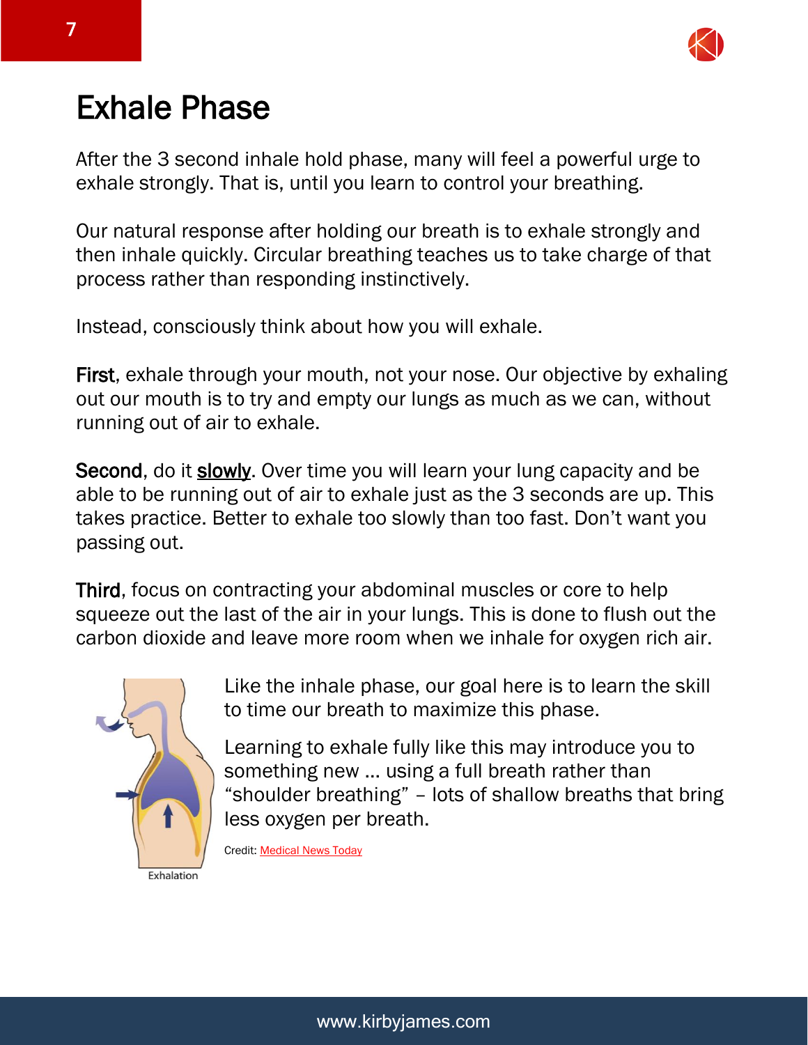# Exhale Phase

After the 3 second inhale hold phase, many will feel a powerful urge to exhale strongly. That is, until you learn to control your breathing.

Our natural response after holding our breath is to exhale strongly and then inhale quickly. Circular breathing teaches us to take charge of that process rather than responding instinctively.

Instead, consciously think about how you will exhale.

**First**, exhale through your mouth, not your nose. Our objective by exhaling out our mouth is to try and empty our lungs as much as we can, without running out of air to exhale.

**Second**, do it **slowly**. Over time you will learn your lung capacity and be able to be running out of air to exhale just as the 3 seconds are up. This takes practice. Better to exhale too slowly than too fast. Don't want you passing out.

**Third**, focus on contracting your abdominal muscles or core to help squeeze out the last of the air in your lungs. This is done to flush out the carbon dioxide and leave more room when we inhale for oxygen rich air.

Like the inhale phase, our goal here is to learn the skill to time our breath to maximize this phase.

Learning to exhale fully like this may introduce you to something new … using a full breath rather than "shoulder breathing" – lots of shallow breaths that bring less oxygen per breath.

Exhalation

Credit: Medical News Today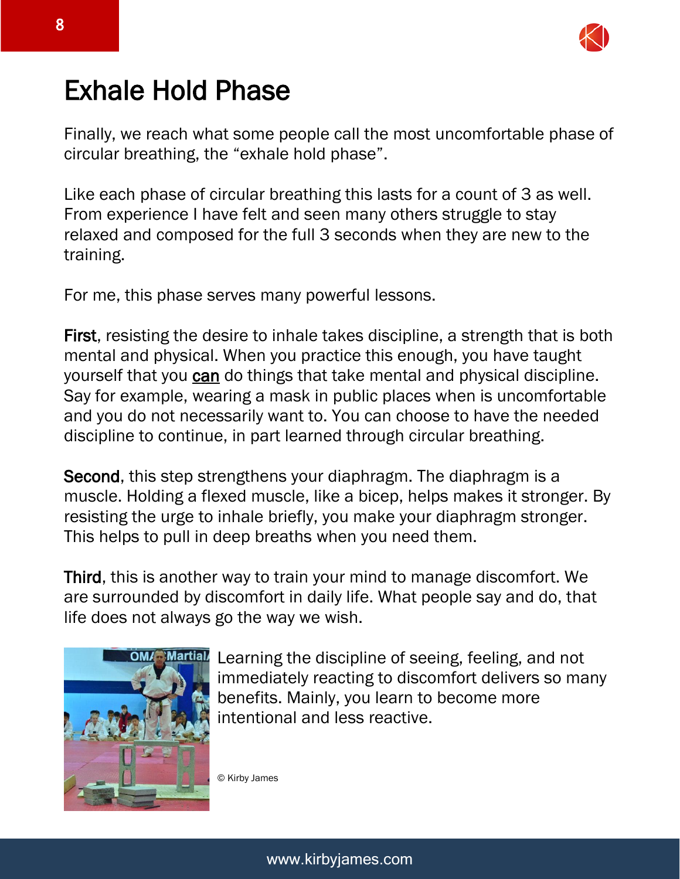# Exhale Hold Phase

Finally, we reach what some people call the most uncomfortable phase of circular breathing, the "exhale hold phase".

Like each phase of circular breathing this lasts for a count of 3 as well. From experience I have felt and seen many others struggle to stay relaxed and composed for the full 3 seconds when they are new to the training.

For me, this phase serves many powerful lessons.

**First**, resisting the desire to inhale takes discipline, a strength that is both mental and physical. When you practice this enough, you have taught yourself that you <u>can</u> do things that take mental and physical discipline. Say for example, wearing a mask in public places when is uncomfortable and you do not necessarily want to. You can choose to have the needed discipline to continue, in part learned through circular breathing.

**Second**, this step strengthens your diaphragm. The diaphragm is a muscle. Holding a flexed muscle, like a bicep, helps makes it stronger. By resisting the urge to inhale briefly, you make your diaphragm stronger. This helps to pull in deep breaths when you need them.

**Third**, this is another way to train your mind to manage discomfort. We are surrounded by discomfort in daily life. What people say and do, that life does not always go the way we wish.

Learning the discipline of seeing, feeling, and not immediately reacting to discomfort delivers so many benefits. Mainly, you learn to become more intentional and less reactive.

© Kirby James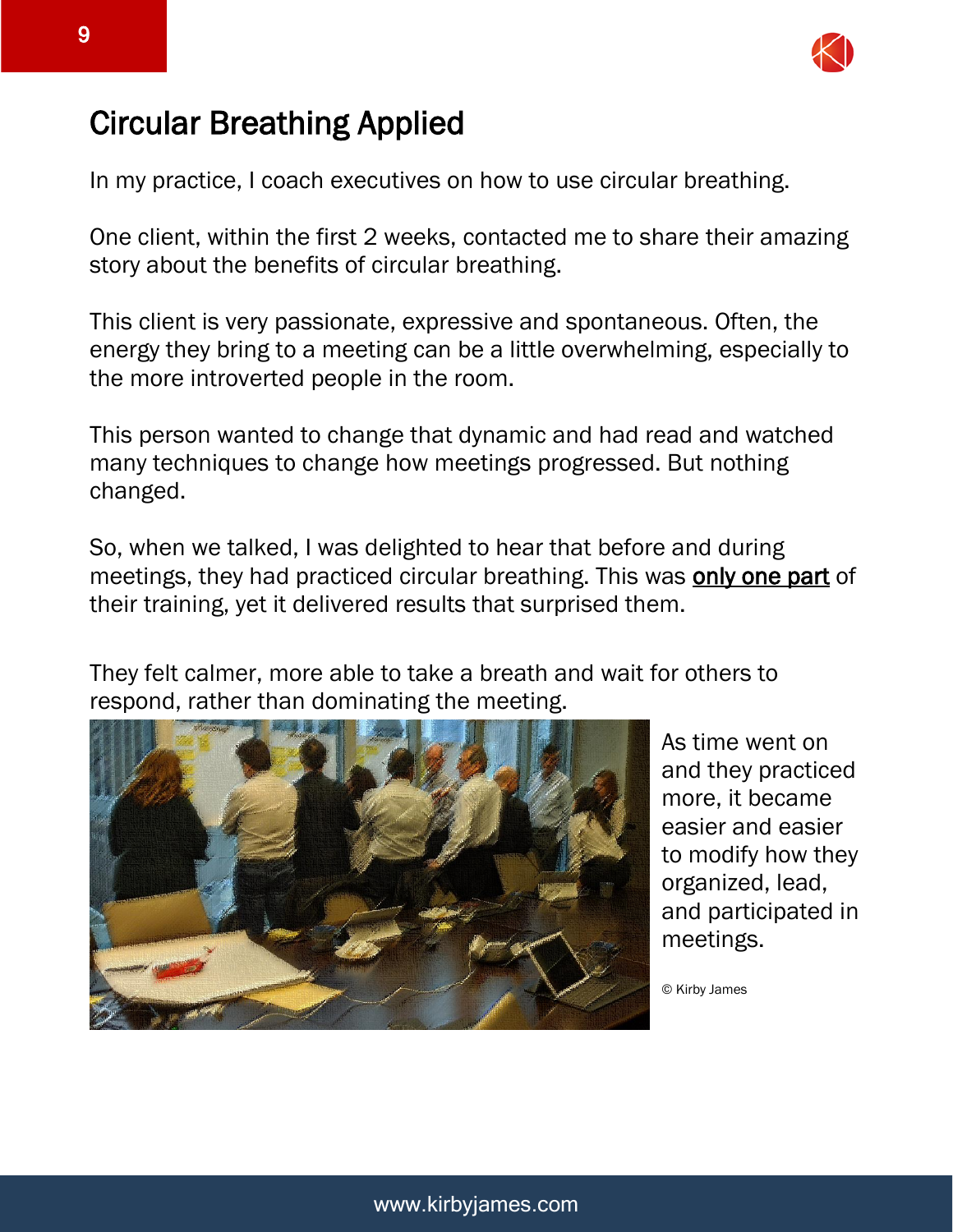# Circular Breathing Applied

In my practice, I coach executives on how to use circular breathing.

One client, within the first 2 weeks, contacted me to share their amazing story about the benefits of circular breathing.

This client is very passionate, expressive and spontaneous. Often, the energy they bring to a meeting can be a little overwhelming, especially to the more introverted people in the room.

This person wanted to change that dynamic and had read and watched many techniques to change how meetings progressed. But nothing changed.

So, when we talked, I was delighted to hear that before and during meetings, they had practiced circular breathing. This was **only one part** of their training, yet it delivered results that surprised them.

They felt calmer, more able to take a breath and wait for others to respond, rather than dominating the meeting.

As time went on and they practiced more, it became easier and easier to modify how they organized, lead, and participated in meetings.

© Kirby James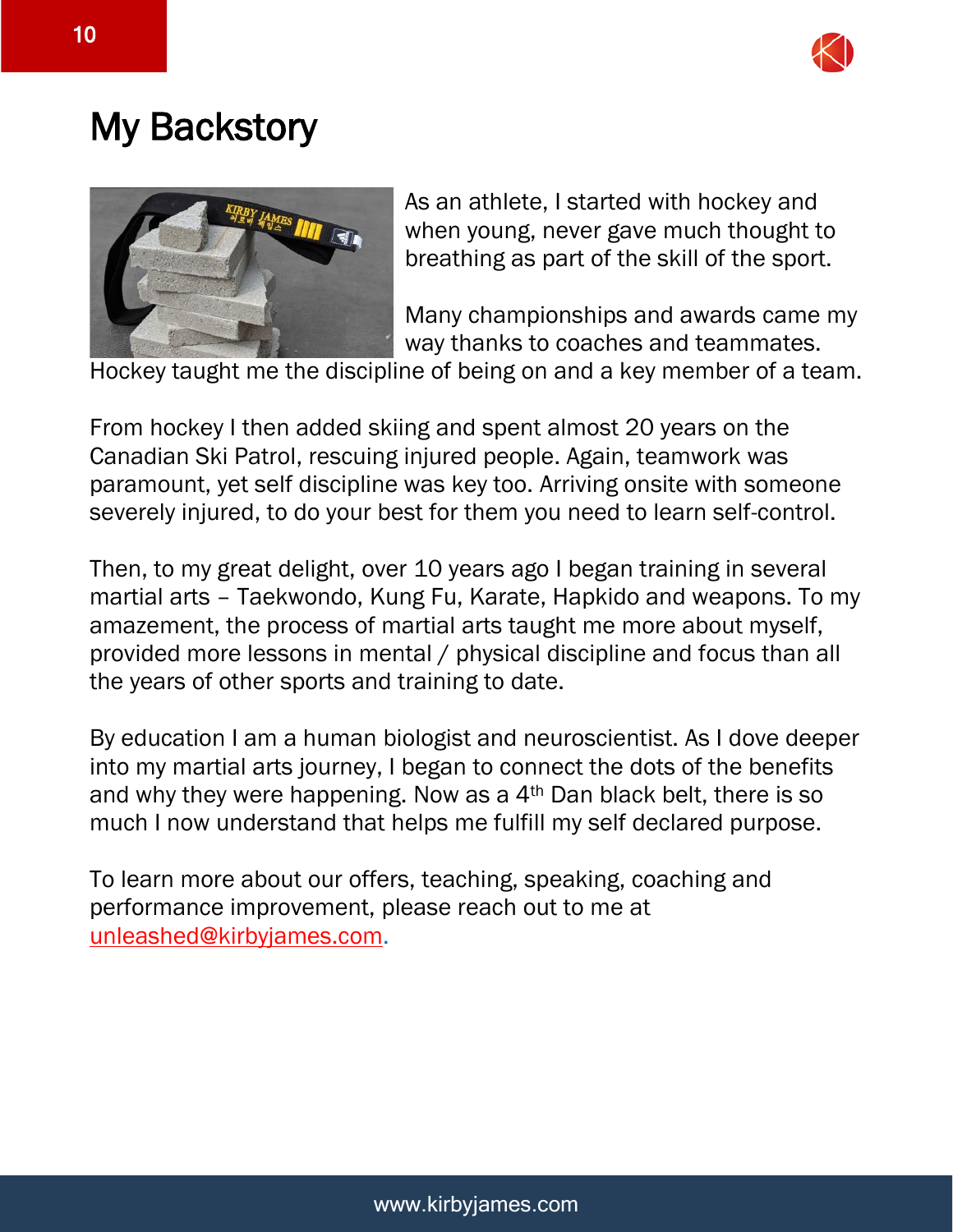# My Backstory

As an athlete, I started with hockey and when young, never gave much thought to breathing as part of the skill of the sport.

Many championships and awards came my way thanks to coaches and teammates. Hockey taught me the discipline of being on and a key member of a team.

From hockey I then added skiing and spent almost 20 years on the Canadian Ski Patrol, rescuing injured people. Again, teamwork was paramount, yet self discipline was key too. Arriving onsite with someone severely injured, to do your best for them you need to learn self-control.

Then, to my great delight, over 10 years ago I began training in several martial arts – Taekwondo, Kung Fu, Karate, Hapkido and weapons. To my amazement, the process of martial arts taught me more about myself, provided more lessons in mental / physical discipline and focus than all the years of other sports and training to date.

By education I am a human biologist and neuroscientist. As I dove deeper into my martial arts journey, I began to connect the dots of the benefits and why they were happening. Now as a 4th Dan black belt, there is so much I now understand that helps me fulfill my self declared purpose.

To learn more about our offers, teaching, speaking, coaching and performance improvement, please reach out to me at unleashed@kirbyjames.com.

www.kirbyjames.com